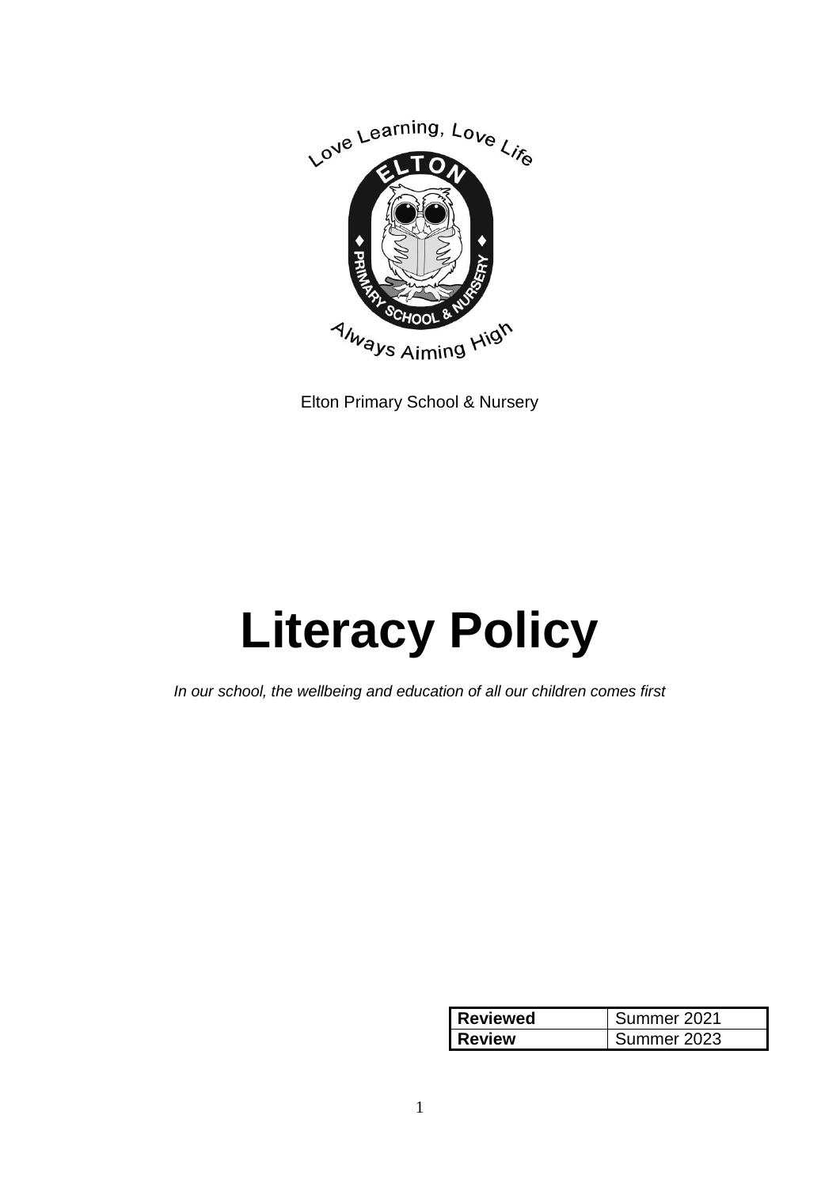Elton Primary School & Nursery

# Literacy Policy

*In our school, the wellbeing and education of all our children comes first*

| **Reviewed** | Summer 2021 |
| --- | --- |
| **Review** | Summer 2023 |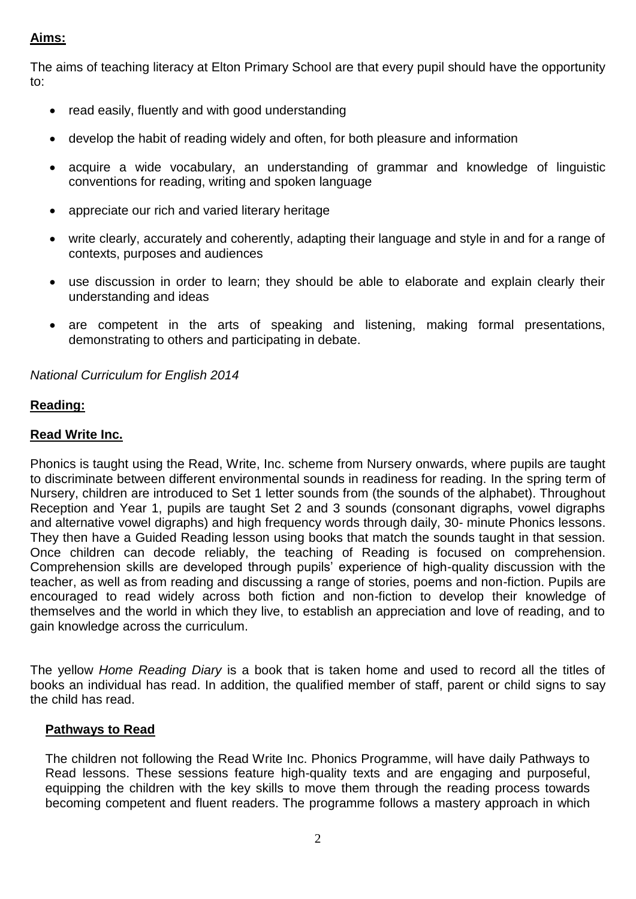**Aims:**

The aims of teaching literacy at Elton Primary School are that every pupil should have the opportunity to:

- read easily, fluently and with good understanding
- develop the habit of reading widely and often, for both pleasure and information
- acquire a wide vocabulary, an understanding of grammar and knowledge of linguistic conventions for reading, writing and spoken language
- appreciate our rich and varied literary heritage
- write clearly, accurately and coherently, adapting their language and style in and for a range of contexts, purposes and audiences
- use discussion in order to learn; they should be able to elaborate and explain clearly their understanding and ideas
- are competent in the arts of speaking and listening, making formal presentations, demonstrating to others and participating in debate.

*National Curriculum for English 2014*

**Reading:**

**Read Write Inc.**

Phonics is taught using the Read, Write, Inc. scheme from Nursery onwards, where pupils are taught to discriminate between different environmental sounds in readiness for reading. In the spring term of Nursery, children are introduced to Set 1 letter sounds from (the sounds of the alphabet). Throughout Reception and Year 1, pupils are taught Set 2 and 3 sounds (consonant digraphs, vowel digraphs and alternative vowel digraphs) and high frequency words through daily, 30- minute Phonics lessons. They then have a Guided Reading lesson using books that match the sounds taught in that session. Once children can decode reliably, the teaching of Reading is focused on comprehension. Comprehension skills are developed through pupils' experience of high-quality discussion with the teacher, as well as from reading and discussing a range of stories, poems and non-fiction. Pupils are encouraged to read widely across both fiction and non-fiction to develop their knowledge of themselves and the world in which they live, to establish an appreciation and love of reading, and to gain knowledge across the curriculum.

The yellow *Home Reading Diary* is a book that is taken home and used to record all the titles of books an individual has read. In addition, the qualified member of staff, parent or child signs to say the child has read.

**Pathways to Read**

The children not following the Read Write Inc. Phonics Programme, will have daily Pathways to Read lessons. These sessions feature high-quality texts and are engaging and purposeful, equipping the children with the key skills to move them through the reading process towards becoming competent and fluent readers. The programme follows a mastery approach in which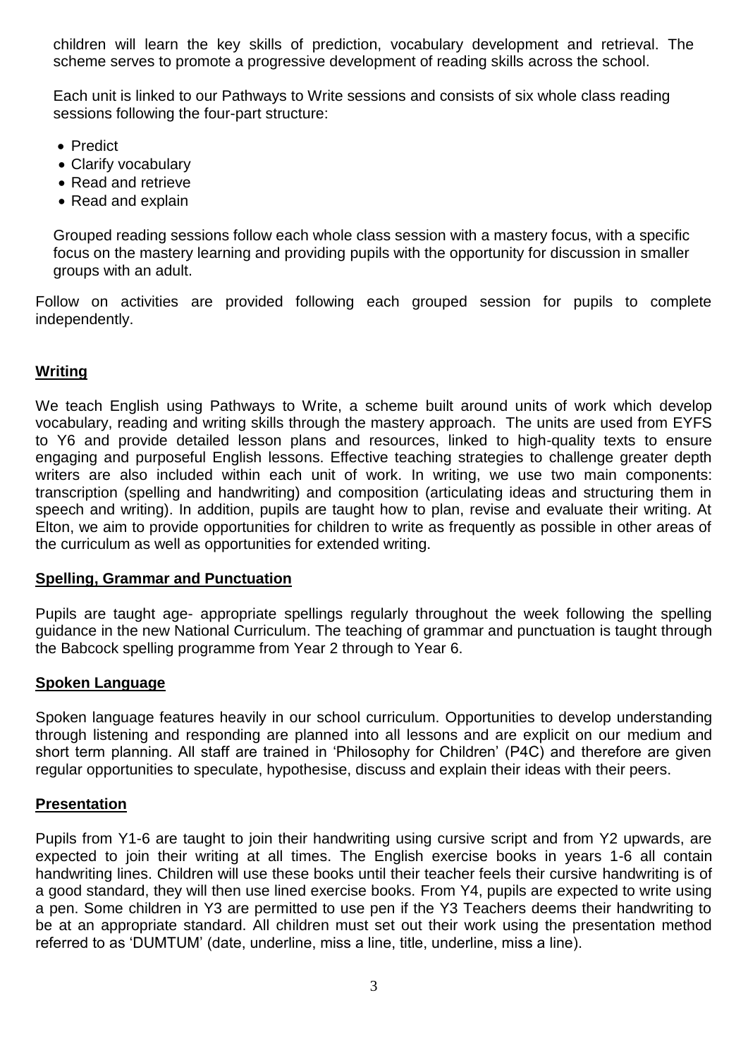children will learn the key skills of prediction, vocabulary development and retrieval. The scheme serves to promote a progressive development of reading skills across the school.

Each unit is linked to our Pathways to Write sessions and consists of six whole class reading sessions following the four-part structure:

- Predict
- Clarify vocabulary
- Read and retrieve
- Read and explain

Grouped reading sessions follow each whole class session with a mastery focus, with a specific focus on the mastery learning and providing pupils with the opportunity for discussion in smaller groups with an adult.

Follow on activities are provided following each grouped session for pupils to complete independently.

## Writing

We teach English using Pathways to Write, a scheme built around units of work which develop vocabulary, reading and writing skills through the mastery approach. The units are used from EYFS to Y6 and provide detailed lesson plans and resources, linked to high-quality texts to ensure engaging and purposeful English lessons. Effective teaching strategies to challenge greater depth writers are also included within each unit of work. In writing, we use two main components: transcription (spelling and handwriting) and composition (articulating ideas and structuring them in speech and writing). In addition, pupils are taught how to plan, revise and evaluate their writing. At Elton, we aim to provide opportunities for children to write as frequently as possible in other areas of the curriculum as well as opportunities for extended writing.

## Spelling, Grammar and Punctuation

Pupils are taught age- appropriate spellings regularly throughout the week following the spelling guidance in the new National Curriculum. The teaching of grammar and punctuation is taught through the Babcock spelling programme from Year 2 through to Year 6.

## Spoken Language

Spoken language features heavily in our school curriculum. Opportunities to develop understanding through listening and responding are planned into all lessons and are explicit on our medium and short term planning. All staff are trained in 'Philosophy for Children' (P4C) and therefore are given regular opportunities to speculate, hypothesise, discuss and explain their ideas with their peers.

## Presentation

Pupils from Y1-6 are taught to join their handwriting using cursive script and from Y2 upwards, are expected to join their writing at all times. The English exercise books in years 1-6 all contain handwriting lines. Children will use these books until their teacher feels their cursive handwriting is of a good standard, they will then use lined exercise books. From Y4, pupils are expected to write using a pen. Some children in Y3 are permitted to use pen if the Y3 Teachers deems their handwriting to be at an appropriate standard. All children must set out their work using the presentation method referred to as 'DUMTUM' (date, underline, miss a line, title, underline, miss a line).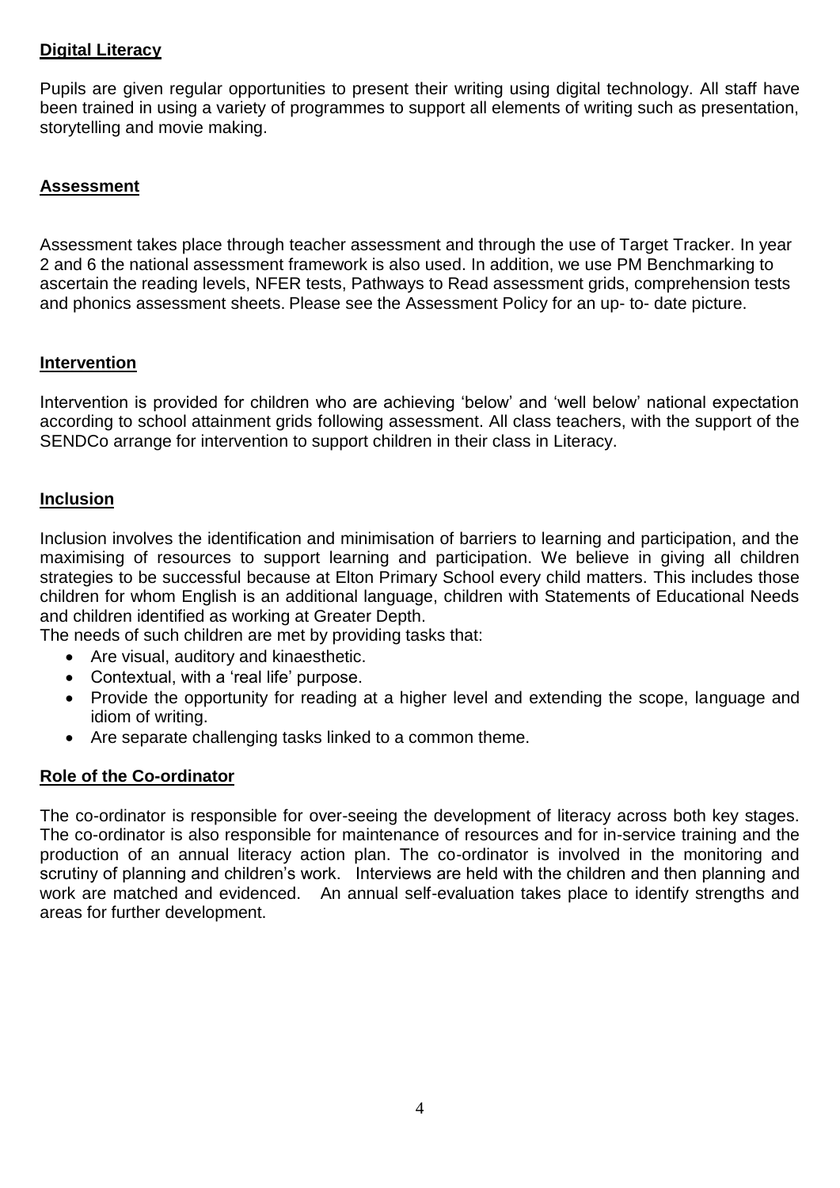## Digital Literacy

Pupils are given regular opportunities to present their writing using digital technology. All staff have been trained in using a variety of programmes to support all elements of writing such as presentation, storytelling and movie making.

## Assessment

Assessment takes place through teacher assessment and through the use of Target Tracker. In year 2 and 6 the national assessment framework is also used. In addition, we use PM Benchmarking to ascertain the reading levels, NFER tests, Pathways to Read assessment grids, comprehension tests and phonics assessment sheets. Please see the Assessment Policy for an up- to- date picture.

## Intervention

Intervention is provided for children who are achieving 'below' and 'well below' national expectation according to school attainment grids following assessment. All class teachers, with the support of the SENDCo arrange for intervention to support children in their class in Literacy.

## Inclusion

Inclusion involves the identification and minimisation of barriers to learning and participation, and the maximising of resources to support learning and participation. We believe in giving all children strategies to be successful because at Elton Primary School every child matters. This includes those children for whom English is an additional language, children with Statements of Educational Needs and children identified as working at Greater Depth.

The needs of such children are met by providing tasks that:

- Are visual, auditory and kinaesthetic.
- Contextual, with a 'real life' purpose.
- Provide the opportunity for reading at a higher level and extending the scope, language and idiom of writing.
- Are separate challenging tasks linked to a common theme.

## Role of the Co-ordinator

The co-ordinator is responsible for over-seeing the development of literacy across both key stages. The co-ordinator is also responsible for maintenance of resources and for in-service training and the production of an annual literacy action plan. The co-ordinator is involved in the monitoring and scrutiny of planning and children's work. Interviews are held with the children and then planning and work are matched and evidenced. An annual self-evaluation takes place to identify strengths and areas for further development.